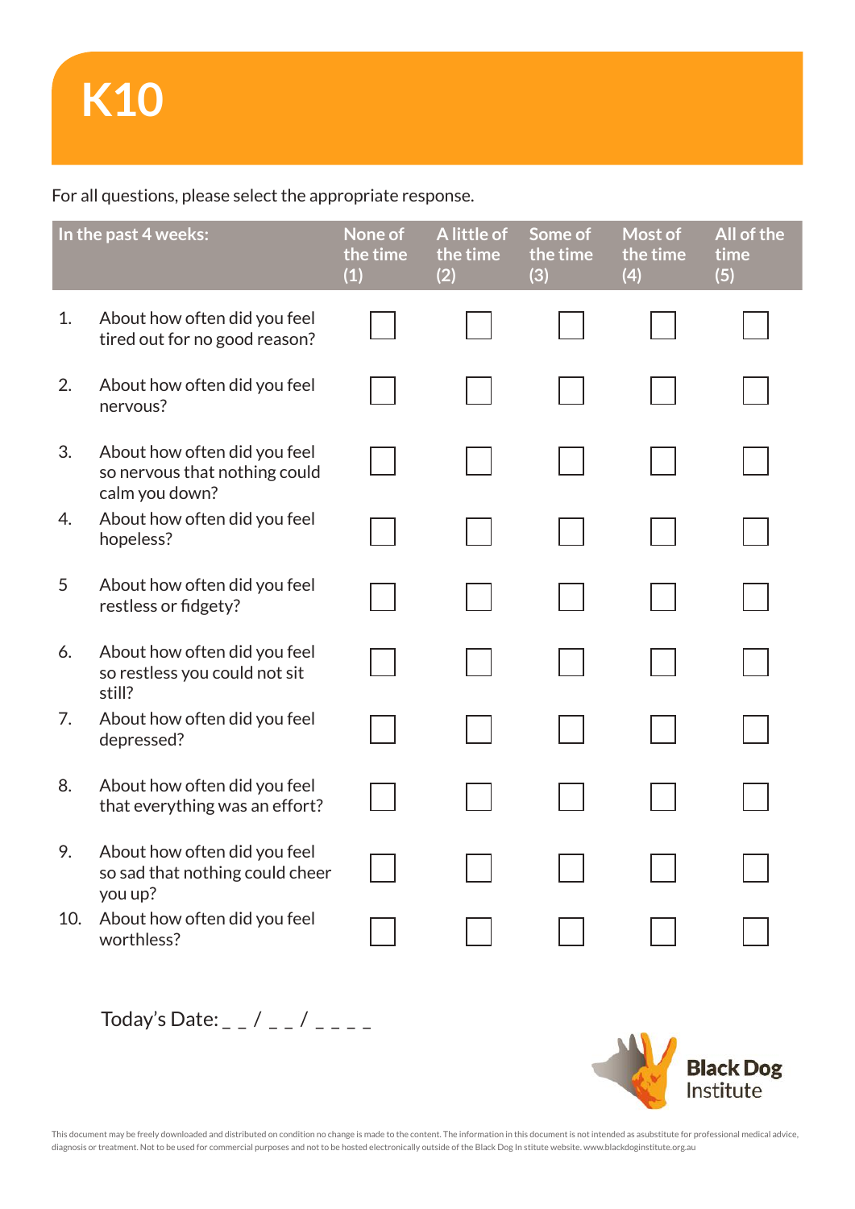# K10

For all questions, please select the appropriate response.

| In the past 4 weeks: | None of the time (1) | A little of the time (2) | Some of the time (3) | Most of the time (4) | All of the time (5) |
|---|---|---|---|---|---|
| 1. About how often did you feel tired out for no good reason? | ☐ | ☐ | ☐ | ☐ | ☐ |
| 2. About how often did you feel nervous? | ☐ | ☐ | ☐ | ☐ | ☐ |
| 3. About how often did you feel so nervous that nothing could calm you down? | ☐ | ☐ | ☐ | ☐ | ☐ |
| 4. About how often did you feel hopeless? | ☐ | ☐ | ☐ | ☐ | ☐ |
| 5 About how often did you feel restless or fidgety? | ☐ | ☐ | ☐ | ☐ | ☐ |
| 6. About how often did you feel so restless you could not sit still? | ☐ | ☐ | ☐ | ☐ | ☐ |
| 7. About how often did you feel depressed? | ☐ | ☐ | ☐ | ☐ | ☐ |
| 8. About how often did you feel that everything was an effort? | ☐ | ☐ | ☐ | ☐ | ☐ |
| 9. About how often did you feel so sad that nothing could cheer you up? | ☐ | ☐ | ☐ | ☐ | ☐ |
| 10. About how often did you feel worthless? | ☐ | ☐ | ☐ | ☐ | ☐ |

Today's Date: _ _ / _ _ / _ _ _ _

Black Dog Institute

This document may be freely downloaded and distributed on condition no change is made to the content. The information in this document is not intended as asubstitute for professional medical advice, diagnosis or treatment. Not to be used for commercial purposes and not to be hosted electronically outside of the Black Dog In stitute website. www.blackdoginstitute.org.au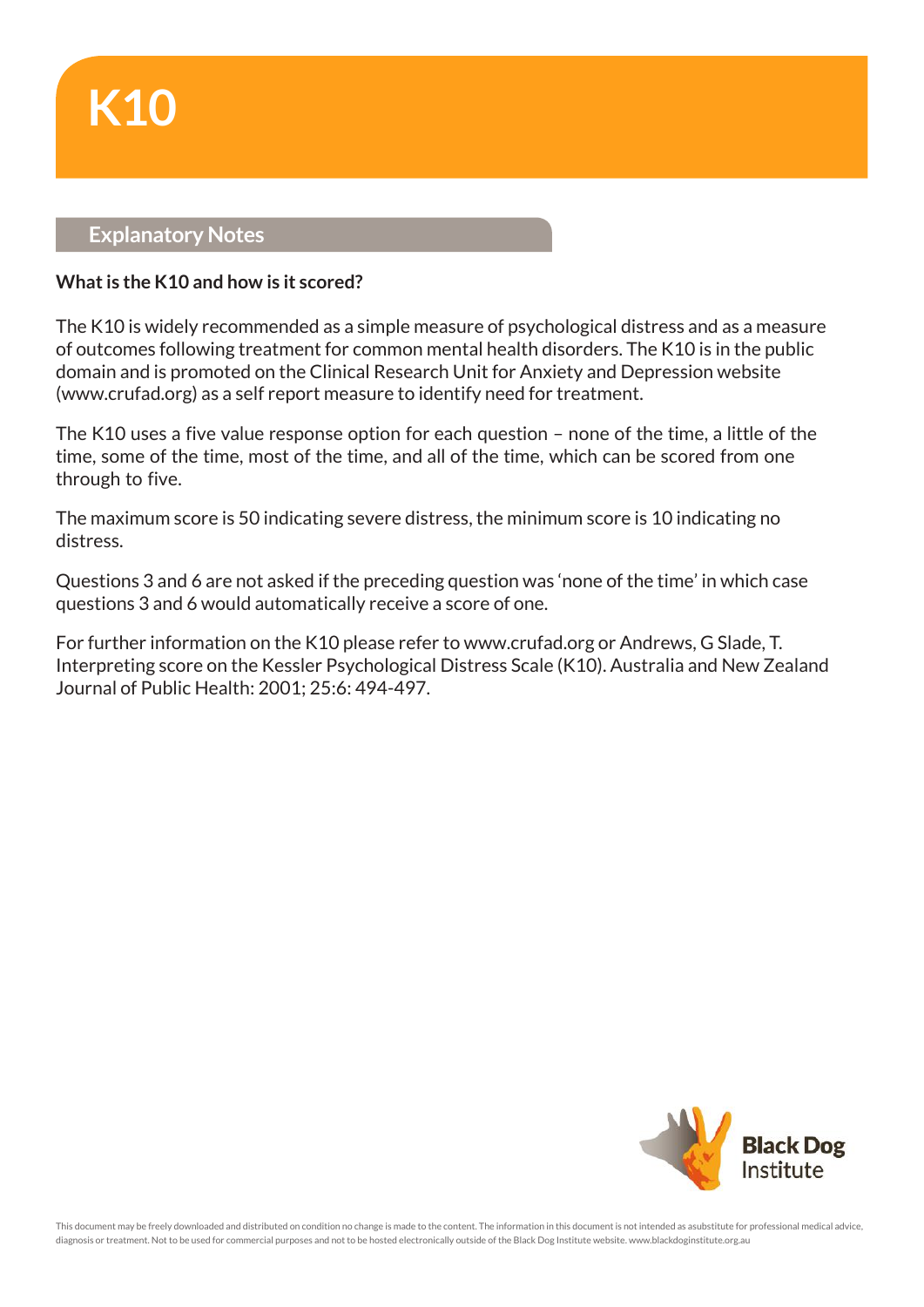# K10

## Explanatory Notes

**What is the K10 and how is it scored?**

The K10 is widely recommended as a simple measure of psychological distress and as a measure of outcomes following treatment for common mental health disorders. The K10 is in the public domain and is promoted on the Clinical Research Unit for Anxiety and Depression website (www.crufad.org) as a self report measure to identify need for treatment.

The K10 uses a five value response option for each question – none of the time, a little of the time, some of the time, most of the time, and all of the time, which can be scored from one through to five.

The maximum score is 50 indicating severe distress, the minimum score is 10 indicating no distress.

Questions 3 and 6 are not asked if the preceding question was 'none of the time' in which case questions 3 and 6 would automatically receive a score of one.

For further information on the K10 please refer to www.crufad.org or Andrews, G Slade, T. Interpreting score on the Kessler Psychological Distress Scale (K10). Australia and New Zealand Journal of Public Health: 2001; 25:6: 494-497.

Black Dog Institute

This document may be freely downloaded and distributed on condition no change is made to the content. The information in this document is not intended as asubstitute for professional medical advice, diagnosis or treatment. Not to be used for commercial purposes and not to be hosted electronically outside of the Black Dog Institute website. www.blackdoginstitute.org.au